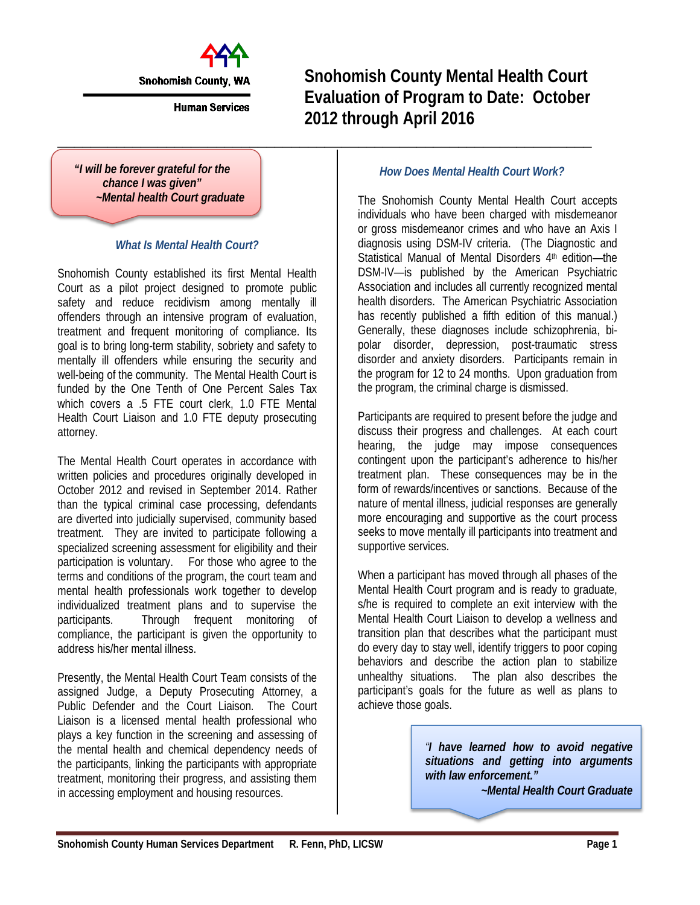Snohomish County, WA

Human Services

# Snohomish County Mental Health Court Evaluation of Program to Date: October 2012 through April 2016

> ***"I will be forever grateful for the chance I was given"***
> ***~Mental health Court graduate***

### *What Is Mental Health Court?*

Snohomish County established its first Mental Health Court as a pilot project designed to promote public safety and reduce recidivism among mentally ill offenders through an intensive program of evaluation, treatment and frequent monitoring of compliance. Its goal is to bring long-term stability, sobriety and safety to mentally ill offenders while ensuring the security and well-being of the community. The Mental Health Court is funded by the One Tenth of One Percent Sales Tax which covers a .5 FTE court clerk, 1.0 FTE Mental Health Court Liaison and 1.0 FTE deputy prosecuting attorney.

The Mental Health Court operates in accordance with written policies and procedures originally developed in October 2012 and revised in September 2014. Rather than the typical criminal case processing, defendants are diverted into judicially supervised, community based treatment. They are invited to participate following a specialized screening assessment for eligibility and their participation is voluntary. For those who agree to the terms and conditions of the program, the court team and mental health professionals work together to develop individualized treatment plans and to supervise the participants. Through frequent monitoring of compliance, the participant is given the opportunity to address his/her mental illness.

Presently, the Mental Health Court Team consists of the assigned Judge, a Deputy Prosecuting Attorney, a Public Defender and the Court Liaison. The Court Liaison is a licensed mental health professional who plays a key function in the screening and assessing of the mental health and chemical dependency needs of the participants, linking the participants with appropriate treatment, monitoring their progress, and assisting them in accessing employment and housing resources.

### *How Does Mental Health Court Work?*

The Snohomish County Mental Health Court accepts individuals who have been charged with misdemeanor or gross misdemeanor crimes and who have an Axis I diagnosis using DSM-IV criteria. (The Diagnostic and Statistical Manual of Mental Disorders 4th edition—the DSM-IV—is published by the American Psychiatric Association and includes all currently recognized mental health disorders. The American Psychiatric Association has recently published a fifth edition of this manual.) Generally, these diagnoses include schizophrenia, bi-polar disorder, depression, post-traumatic stress disorder and anxiety disorders. Participants remain in the program for 12 to 24 months. Upon graduation from the program, the criminal charge is dismissed.

Participants are required to present before the judge and discuss their progress and challenges. At each court hearing, the judge may impose consequences contingent upon the participant's adherence to his/her treatment plan. These consequences may be in the form of rewards/incentives or sanctions. Because of the nature of mental illness, judicial responses are generally more encouraging and supportive as the court process seeks to move mentally ill participants into treatment and supportive services.

When a participant has moved through all phases of the Mental Health Court program and is ready to graduate, s/he is required to complete an exit interview with the Mental Health Court Liaison to develop a wellness and transition plan that describes what the participant must do every day to stay well, identify triggers to poor coping behaviors and describe the action plan to stabilize unhealthy situations. The plan also describes the participant's goals for the future as well as plans to achieve those goals.

> ***"I have learned how to avoid negative situations and getting into arguments with law enforcement."***
> ***~Mental Health Court Graduate***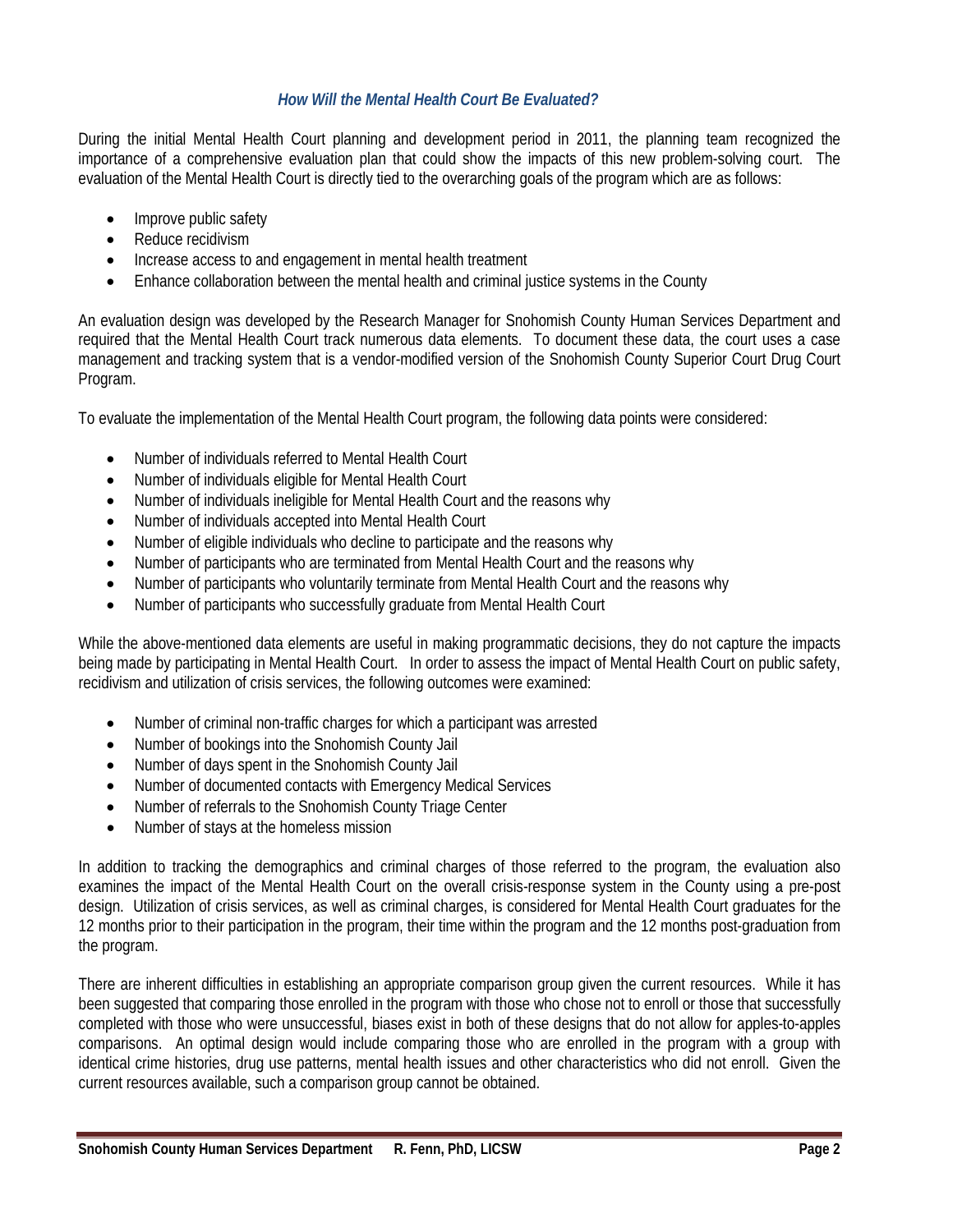### *How Will the Mental Health Court Be Evaluated?*

During the initial Mental Health Court planning and development period in 2011, the planning team recognized the importance of a comprehensive evaluation plan that could show the impacts of this new problem-solving court. The evaluation of the Mental Health Court is directly tied to the overarching goals of the program which are as follows:

- Improve public safety
- Reduce recidivism
- Increase access to and engagement in mental health treatment
- Enhance collaboration between the mental health and criminal justice systems in the County

An evaluation design was developed by the Research Manager for Snohomish County Human Services Department and required that the Mental Health Court track numerous data elements. To document these data, the court uses a case management and tracking system that is a vendor-modified version of the Snohomish County Superior Court Drug Court Program.

To evaluate the implementation of the Mental Health Court program, the following data points were considered:

- Number of individuals referred to Mental Health Court
- Number of individuals eligible for Mental Health Court
- Number of individuals ineligible for Mental Health Court and the reasons why
- Number of individuals accepted into Mental Health Court
- Number of eligible individuals who decline to participate and the reasons why
- Number of participants who are terminated from Mental Health Court and the reasons why
- Number of participants who voluntarily terminate from Mental Health Court and the reasons why
- Number of participants who successfully graduate from Mental Health Court

While the above-mentioned data elements are useful in making programmatic decisions, they do not capture the impacts being made by participating in Mental Health Court. In order to assess the impact of Mental Health Court on public safety, recidivism and utilization of crisis services, the following outcomes were examined:

- Number of criminal non-traffic charges for which a participant was arrested
- Number of bookings into the Snohomish County Jail
- Number of days spent in the Snohomish County Jail
- Number of documented contacts with Emergency Medical Services
- Number of referrals to the Snohomish County Triage Center
- Number of stays at the homeless mission

In addition to tracking the demographics and criminal charges of those referred to the program, the evaluation also examines the impact of the Mental Health Court on the overall crisis-response system in the County using a pre-post design. Utilization of crisis services, as well as criminal charges, is considered for Mental Health Court graduates for the 12 months prior to their participation in the program, their time within the program and the 12 months post-graduation from the program.

There are inherent difficulties in establishing an appropriate comparison group given the current resources. While it has been suggested that comparing those enrolled in the program with those who chose not to enroll or those that successfully completed with those who were unsuccessful, biases exist in both of these designs that do not allow for apples-to-apples comparisons. An optimal design would include comparing those who are enrolled in the program with a group with identical crime histories, drug use patterns, mental health issues and other characteristics who did not enroll. Given the current resources available, such a comparison group cannot be obtained.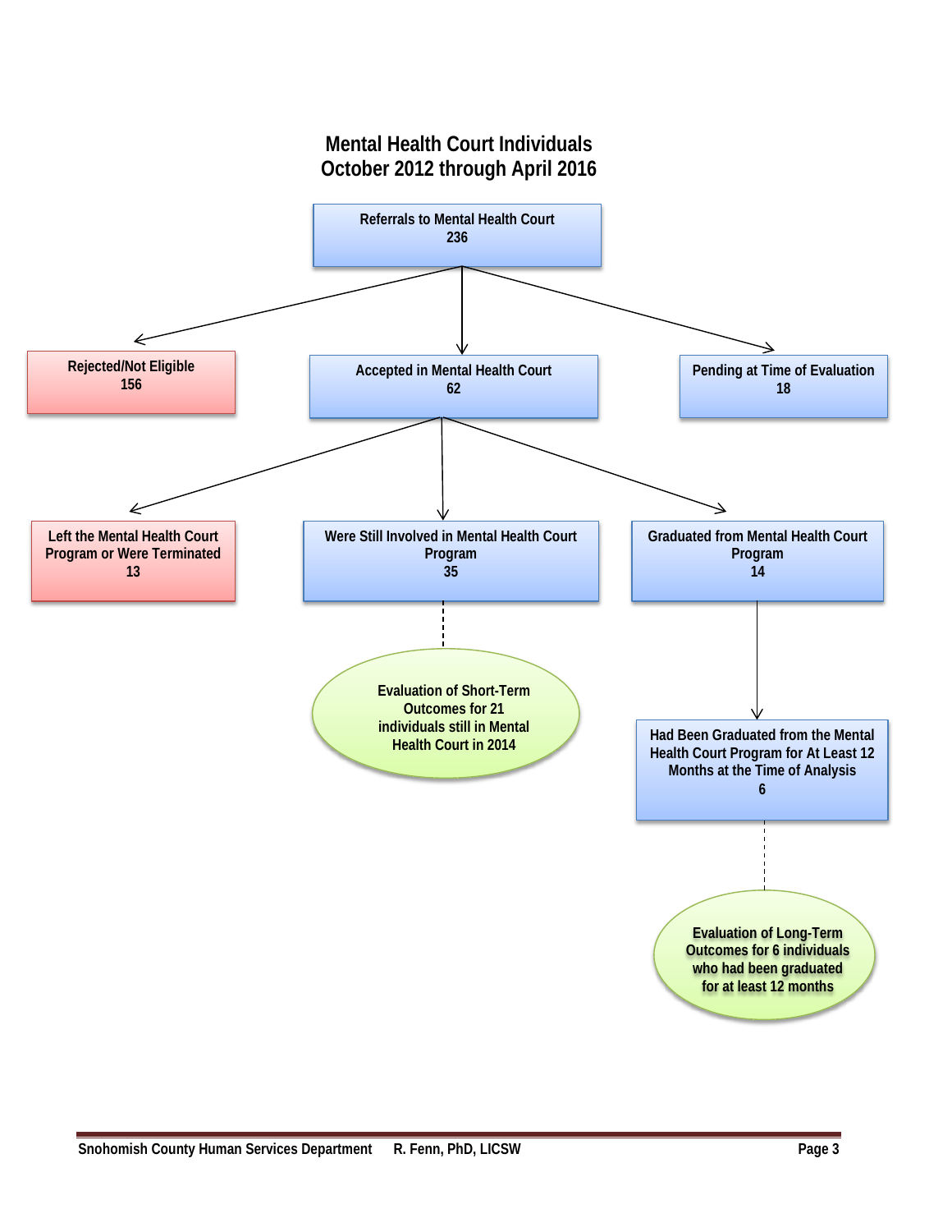# Mental Health Court Individuals
## October 2012 through April 2016

**Referrals to Mental Health Court**
236

- **Rejected/Not Eligible**
  156
- **Accepted in Mental Health Court**
  62
  - **Left the Mental Health Court Program or Were Terminated**
    13
  - **Were Still Involved in Mental Health Court Program**
    35
    - Evaluation of Short-Term Outcomes for 21 individuals still in Mental Health Court in 2014
  - **Graduated from Mental Health Court Program**
    14
    - **Had Been Graduated from the Mental Health Court Program for At Least 12 Months at the Time of Analysis**
      6
      - Evaluation of Long-Term Outcomes for 6 individuals who had been graduated for at least 12 months
- **Pending at Time of Evaluation**
  18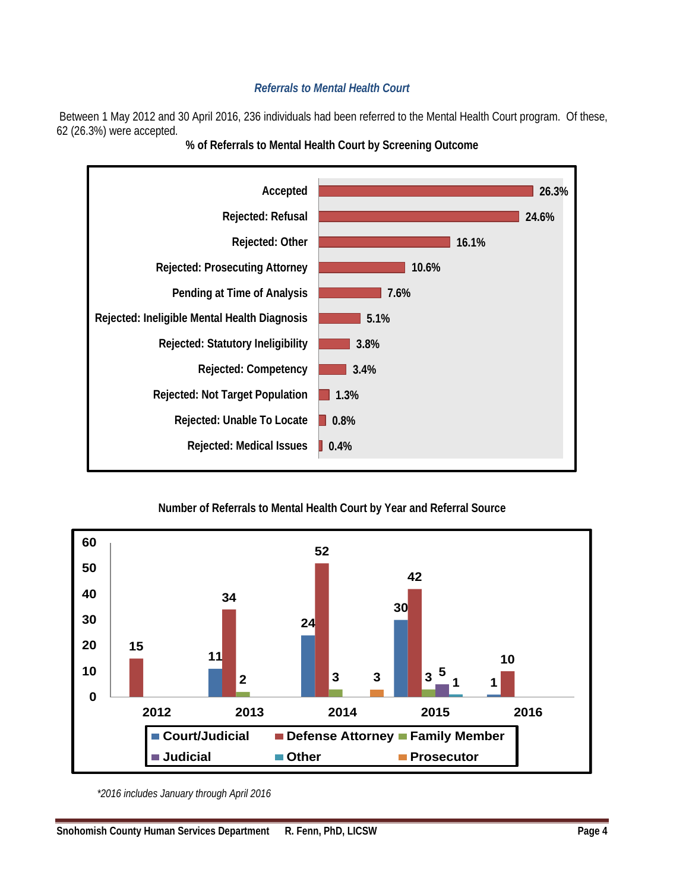### *Referrals to Mental Health Court*

Between 1 May 2012 and 30 April 2016, 236 individuals had been referred to the Mental Health Court program. Of these, 62 (26.3%) were accepted.

**% of Referrals to Mental Health Court by Screening Outcome**

| Screening Outcome | % |
|---|---|
| Accepted | 26.3% |
| Rejected: Refusal | 24.6% |
| Rejected: Other | 16.1% |
| Rejected: Prosecuting Attorney | 10.6% |
| Pending at Time of Analysis | 7.6% |
| Rejected: Ineligible Mental Health Diagnosis | 5.1% |
| Rejected: Statutory Ineligibility | 3.8% |
| Rejected: Competency | 3.4% |
| Rejected: Not Target Population | 1.3% |
| Rejected: Unable To Locate | 0.8% |
| Rejected: Medical Issues | 0.4% |

**Number of Referrals to Mental Health Court by Year and Referral Source**

| Year | Court/Judicial | Defense Attorney | Family Member | Judicial | Other | Prosecutor |
|---|---|---|---|---|---|---|
| 2012 | | 15 | | | | |
| 2013 | 11 | 34 | 2 | | | |
| 2014 | 24 | 52 | 3 | | | 3 |
| 2015 | 30 | 42 | 3 | 5 | 1 | |
| 2016 | 1 | 10 | | | | |

*\*2016 includes January through April 2016*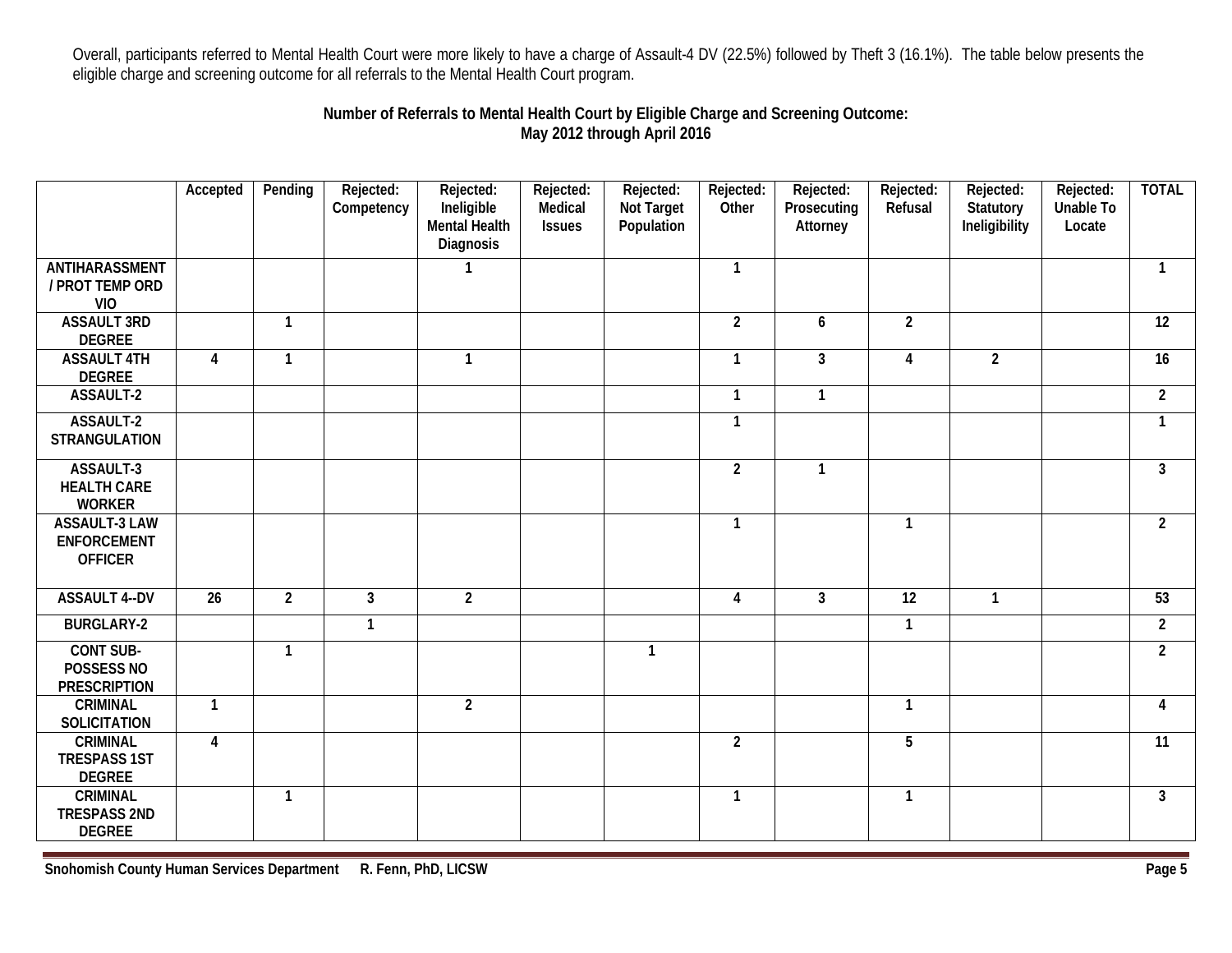Overall, participants referred to Mental Health Court were more likely to have a charge of Assault-4 DV (22.5%) followed by Theft 3 (16.1%). The table below presents the eligible charge and screening outcome for all referrals to the Mental Health Court program.

**Number of Referrals to Mental Health Court by Eligible Charge and Screening Outcome: May 2012 through April 2016**

| | Accepted | Pending | Rejected: Competency | Rejected: Ineligible Mental Health Diagnosis | Rejected: Medical Issues | Rejected: Not Target Population | Rejected: Other | Rejected: Prosecuting Attorney | Rejected: Refusal | Rejected: Statutory Ineligibility | Rejected: Unable To Locate | TOTAL |
|---|---|---|---|---|---|---|---|---|---|---|---|---|
| ANTIHARASSMENT / PROT TEMP ORD VIO | | | | 1 | | | 1 | | | | | 1 |
| ASSAULT 3RD DEGREE | | 1 | | | | | 2 | 6 | 2 | | | 12 |
| ASSAULT 4TH DEGREE | 4 | 1 | | 1 | | | 1 | 3 | 4 | 2 | | 16 |
| ASSAULT-2 | | | | | | | 1 | 1 | | | | 2 |
| ASSAULT-2 STRANGULATION | | | | | | | 1 | | | | | 1 |
| ASSAULT-3 HEALTH CARE WORKER | | | | | | | 2 | 1 | | | | 3 |
| ASSAULT-3 LAW ENFORCEMENT OFFICER | | | | | | | 1 | | 1 | | | 2 |
| ASSAULT 4--DV | 26 | 2 | 3 | 2 | | | 4 | 3 | 12 | 1 | | 53 |
| BURGLARY-2 | | | 1 | | | | | | 1 | | | 2 |
| CONT SUB-POSSESS NO PRESCRIPTION | | 1 | | | | 1 | | | | | | 2 |
| CRIMINAL SOLICITATION | 1 | | | 2 | | | | | 1 | | | 4 |
| CRIMINAL TRESPASS 1ST DEGREE | 4 | | | | | | 2 | | 5 | | | 11 |
| CRIMINAL TRESPASS 2ND DEGREE | | 1 | | | | | 1 | | 1 | | | 3 |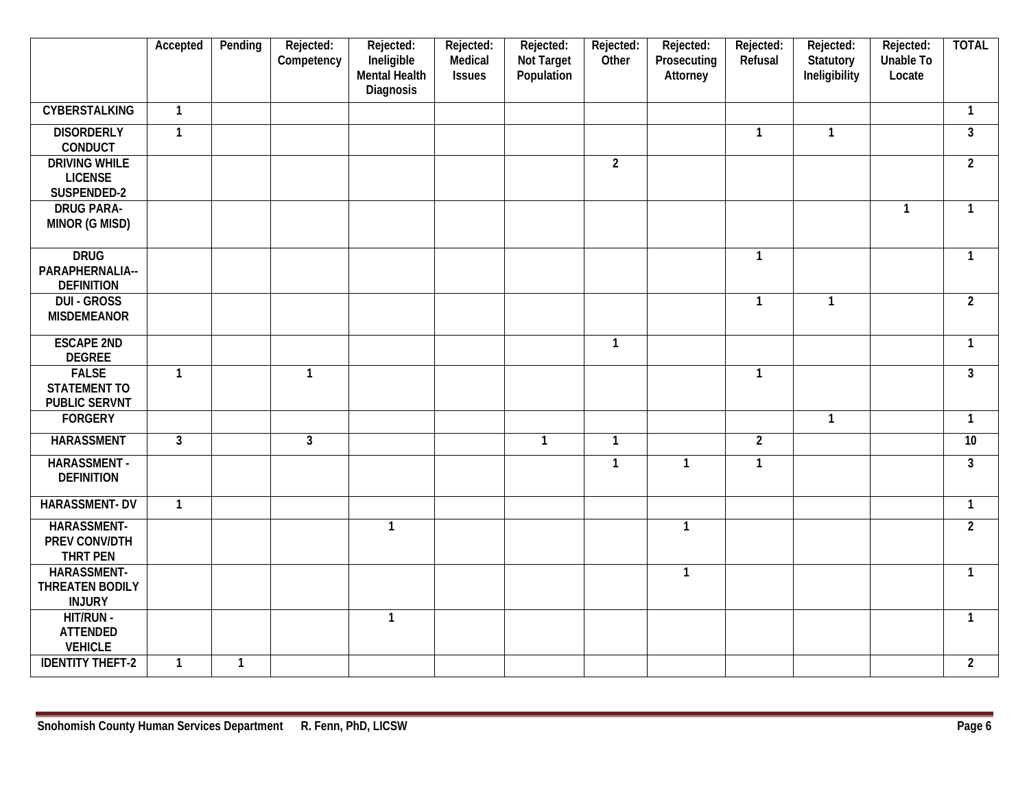| | Accepted | Pending | Rejected: Competency | Rejected: Ineligible Mental Health Diagnosis | Rejected: Medical Issues | Rejected: Not Target Population | Rejected: Other | Rejected: Prosecuting Attorney | Rejected: Refusal | Rejected: Statutory Ineligibility | Rejected: Unable To Locate | TOTAL |
|---|---|---|---|---|---|---|---|---|---|---|---|---|
| CYBERSTALKING | 1 | | | | | | | | | | | 1 |
| DISORDERLY CONDUCT | 1 | | | | | | | | 1 | 1 | | 3 |
| DRIVING WHILE LICENSE SUSPENDED-2 | | | | | | | 2 | | | | | 2 |
| DRUG PARA-MINOR (G MISD) | | | | | | | | | | | 1 | 1 |
| DRUG PARAPHERNALIA--DEFINITION | | | | | | | | | 1 | | | 1 |
| DUI - GROSS MISDEMEANOR | | | | | | | | | 1 | 1 | | 2 |
| ESCAPE 2ND DEGREE | | | | | | | 1 | | | | | 1 |
| FALSE STATEMENT TO PUBLIC SERVNT | 1 | | 1 | | | | | | 1 | | | 3 |
| FORGERY | | | | | | | | | | 1 | | 1 |
| HARASSMENT | 3 | | 3 | | | 1 | 1 | | 2 | | | 10 |
| HARASSMENT - DEFINITION | | | | | | | 1 | 1 | 1 | | | 3 |
| HARASSMENT- DV | 1 | | | | | | | | | | | 1 |
| HARASSMENT-PREV CONV/DTH THRT PEN | | | | 1 | | | | 1 | | | | 2 |
| HARASSMENT-THREATEN BODILY INJURY | | | | | | | | 1 | | | | 1 |
| HIT/RUN - ATTENDED VEHICLE | | | | 1 | | | | | | | | 1 |
| IDENTITY THEFT-2 | 1 | 1 | | | | | | | | | | 2 |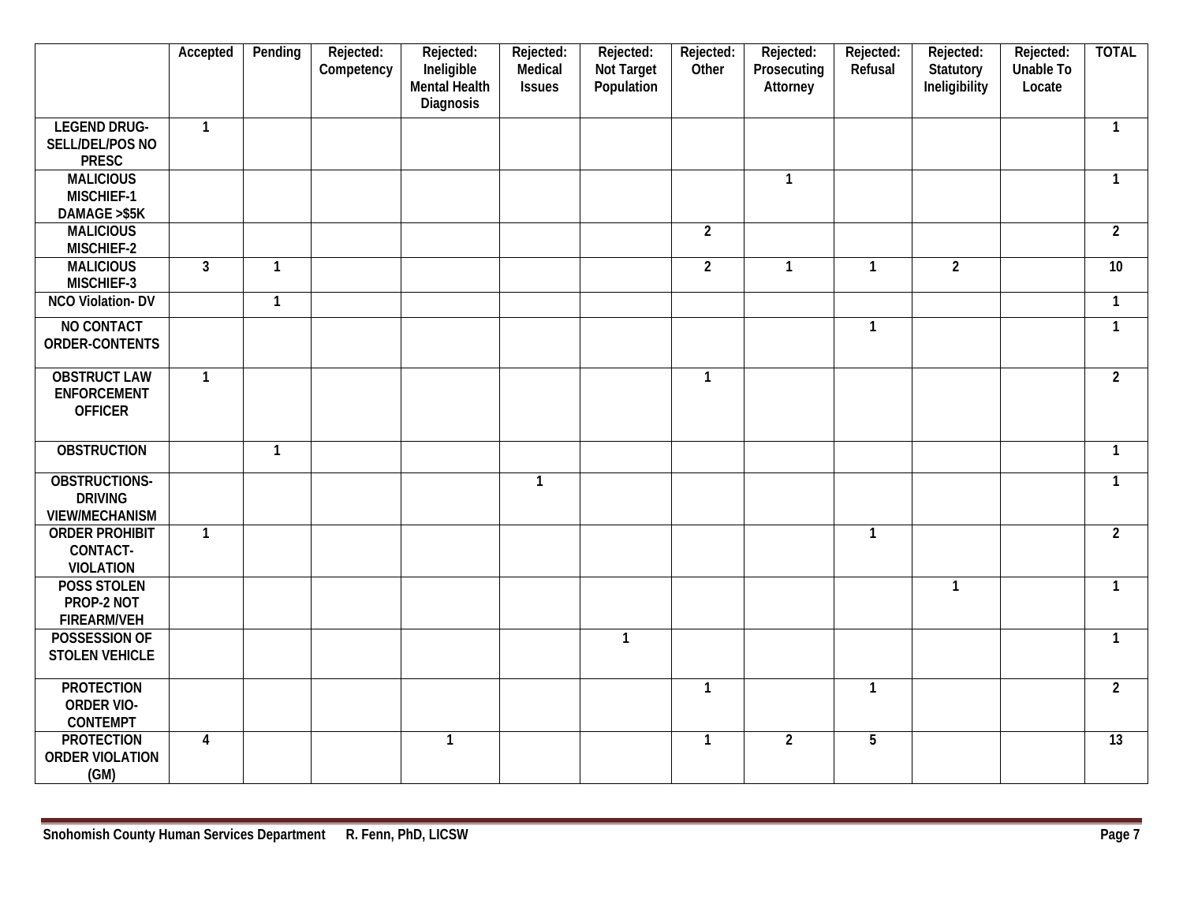| | Accepted | Pending | Rejected: Competency | Rejected: Ineligible Mental Health Diagnosis | Rejected: Medical Issues | Rejected: Not Target Population | Rejected: Other | Rejected: Prosecuting Attorney | Rejected: Refusal | Rejected: Statutory Ineligibility | Rejected: Unable To Locate | TOTAL |
|---|---|---|---|---|---|---|---|---|---|---|---|---|
| LEGEND DRUG-SELL/DEL/POS NO PRESC | 1 | | | | | | | | | | | 1 |
| MALICIOUS MISCHIEF-1 DAMAGE >$5K | | | | | | | | 1 | | | | 1 |
| MALICIOUS MISCHIEF-2 | | | | | | | 2 | | | | | 2 |
| MALICIOUS MISCHIEF-3 | 3 | 1 | | | | | 2 | 1 | 1 | 2 | | 10 |
| NCO Violation- DV | | 1 | | | | | | | | | | 1 |
| NO CONTACT ORDER-CONTENTS | | | | | | | | | 1 | | | 1 |
| OBSTRUCT LAW ENFORCEMENT OFFICER | 1 | | | | | | 1 | | | | | 2 |
| OBSTRUCTION | | 1 | | | | | | | | | | 1 |
| OBSTRUCTIONS-DRIVING VIEW/MECHANISM | | | | | 1 | | | | | | | 1 |
| ORDER PROHIBIT CONTACT-VIOLATION | 1 | | | | | | | | 1 | | | 2 |
| POSS STOLEN PROP-2 NOT FIREARM/VEH | | | | | | | | | | 1 | | 1 |
| POSSESSION OF STOLEN VEHICLE | | | | | | 1 | | | | | | 1 |
| PROTECTION ORDER VIO-CONTEMPT | | | | | | | 1 | | 1 | | | 2 |
| PROTECTION ORDER VIOLATION (GM) | 4 | | | 1 | | | 1 | 2 | 5 | | | 13 |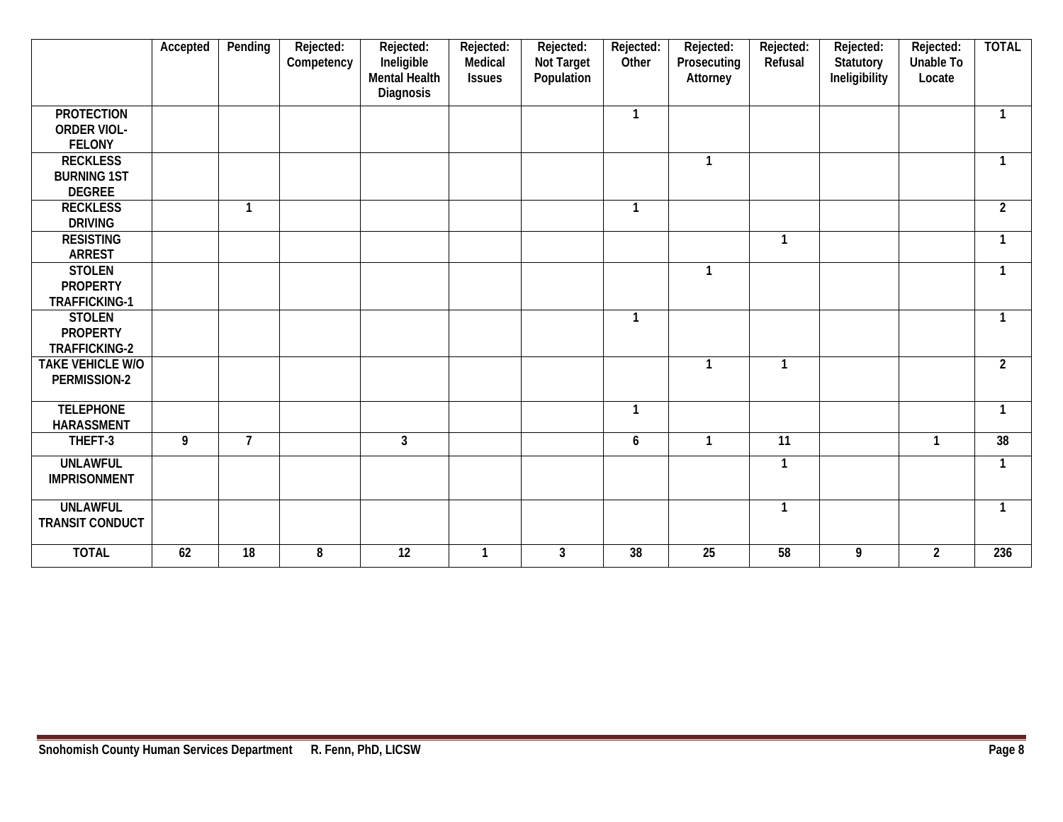| | Accepted | Pending | Rejected: Competency | Rejected: Ineligible Mental Health Diagnosis | Rejected: Medical Issues | Rejected: Not Target Population | Rejected: Other | Rejected: Prosecuting Attorney | Rejected: Refusal | Rejected: Statutory Ineligibility | Rejected: Unable To Locate | TOTAL |
|---|---|---|---|---|---|---|---|---|---|---|---|---|
| PROTECTION ORDER VIOL-FELONY | | | | | | | 1 | | | | | 1 |
| RECKLESS BURNING 1ST DEGREE | | | | | | | | 1 | | | | 1 |
| RECKLESS DRIVING | | 1 | | | | | 1 | | | | | 2 |
| RESISTING ARREST | | | | | | | | | 1 | | | 1 |
| STOLEN PROPERTY TRAFFICKING-1 | | | | | | | | 1 | | | | 1 |
| STOLEN PROPERTY TRAFFICKING-2 | | | | | | | 1 | | | | | 1 |
| TAKE VEHICLE W/O PERMISSION-2 | | | | | | | | 1 | 1 | | | 2 |
| TELEPHONE HARASSMENT | | | | | | | 1 | | | | | 1 |
| THEFT-3 | 9 | 7 | | 3 | | | 6 | 1 | 11 | | 1 | 38 |
| UNLAWFUL IMPRISONMENT | | | | | | | | | 1 | | | 1 |
| UNLAWFUL TRANSIT CONDUCT | | | | | | | | | 1 | | | 1 |
| TOTAL | 62 | 18 | 8 | 12 | 1 | 3 | 38 | 25 | 58 | 9 | 2 | 236 |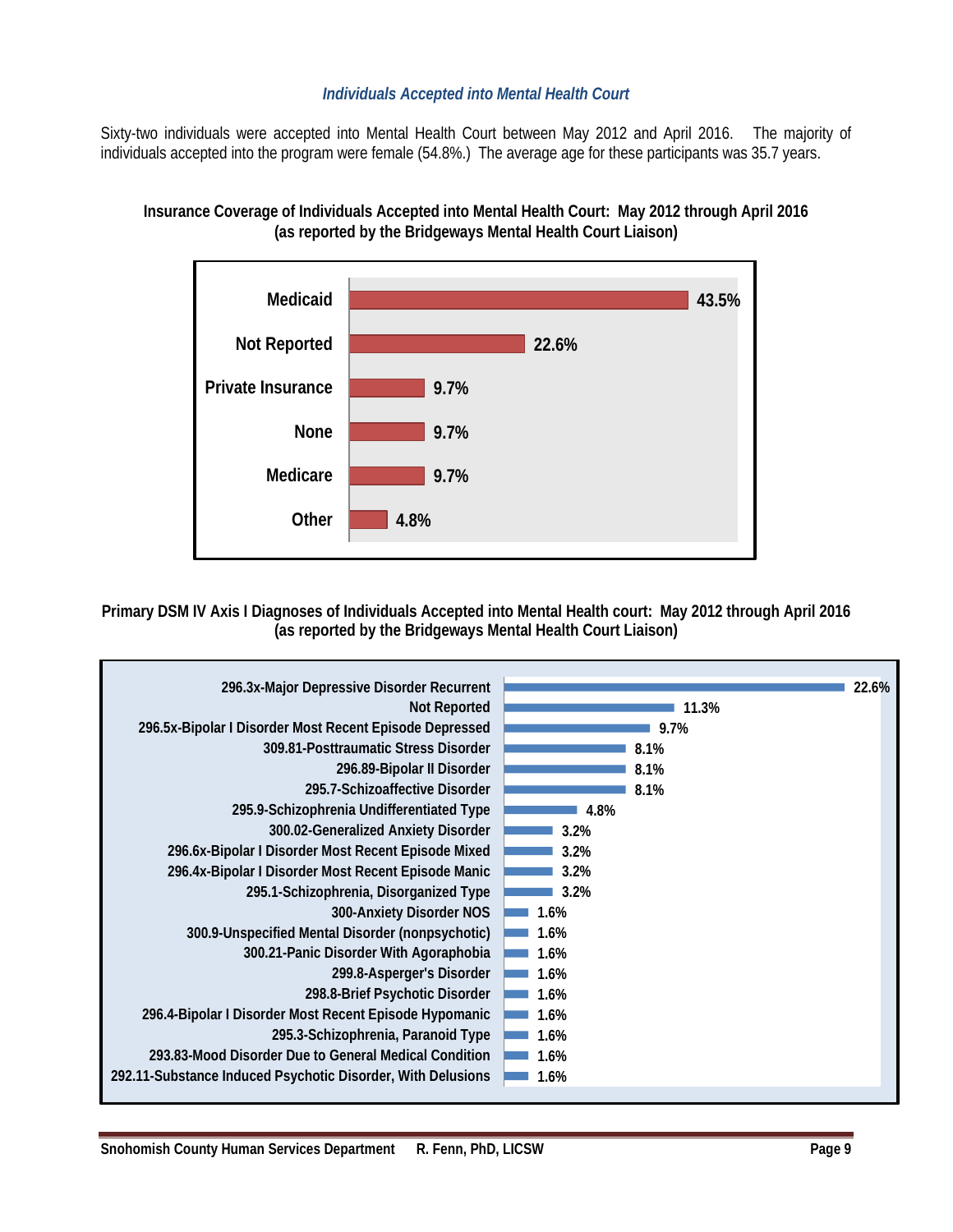### *Individuals Accepted into Mental Health Court*

Sixty-two individuals were accepted into Mental Health Court between May 2012 and April 2016. The majority of individuals accepted into the program were female (54.8%.) The average age for these participants was 35.7 years.

**Insurance Coverage of Individuals Accepted into Mental Health Court: May 2012 through April 2016 (as reported by the Bridgeways Mental Health Court Liaison)**

| Insurance | Percent |
|---|---|
| Medicaid | 43.5% |
| Not Reported | 22.6% |
| Private Insurance | 9.7% |
| None | 9.7% |
| Medicare | 9.7% |
| Other | 4.8% |

**Primary DSM IV Axis I Diagnoses of Individuals Accepted into Mental Health court: May 2012 through April 2016 (as reported by the Bridgeways Mental Health Court Liaison)**

| Diagnosis | Percent |
|---|---|
| 296.3x-Major Depressive Disorder Recurrent | 22.6% |
| Not Reported | 11.3% |
| 296.5x-Bipolar I Disorder Most Recent Episode Depressed | 9.7% |
| 309.81-Posttraumatic Stress Disorder | 8.1% |
| 296.89-Bipolar II Disorder | 8.1% |
| 295.7-Schizoaffective Disorder | 8.1% |
| 295.9-Schizophrenia Undifferentiated Type | 4.8% |
| 300.02-Generalized Anxiety Disorder | 3.2% |
| 296.6x-Bipolar I Disorder Most Recent Episode Mixed | 3.2% |
| 296.4x-Bipolar I Disorder Most Recent Episode Manic | 3.2% |
| 295.1-Schizophrenia, Disorganized Type | 3.2% |
| 300-Anxiety Disorder NOS | 1.6% |
| 300.9-Unspecified Mental Disorder (nonpsychotic) | 1.6% |
| 300.21-Panic Disorder With Agoraphobia | 1.6% |
| 299.8-Asperger's Disorder | 1.6% |
| 298.8-Brief Psychotic Disorder | 1.6% |
| 296.4-Bipolar I Disorder Most Recent Episode Hypomanic | 1.6% |
| 295.3-Schizophrenia, Paranoid Type | 1.6% |
| 293.83-Mood Disorder Due to General Medical Condition | 1.6% |
| 292.11-Substance Induced Psychotic Disorder, With Delusions | 1.6% |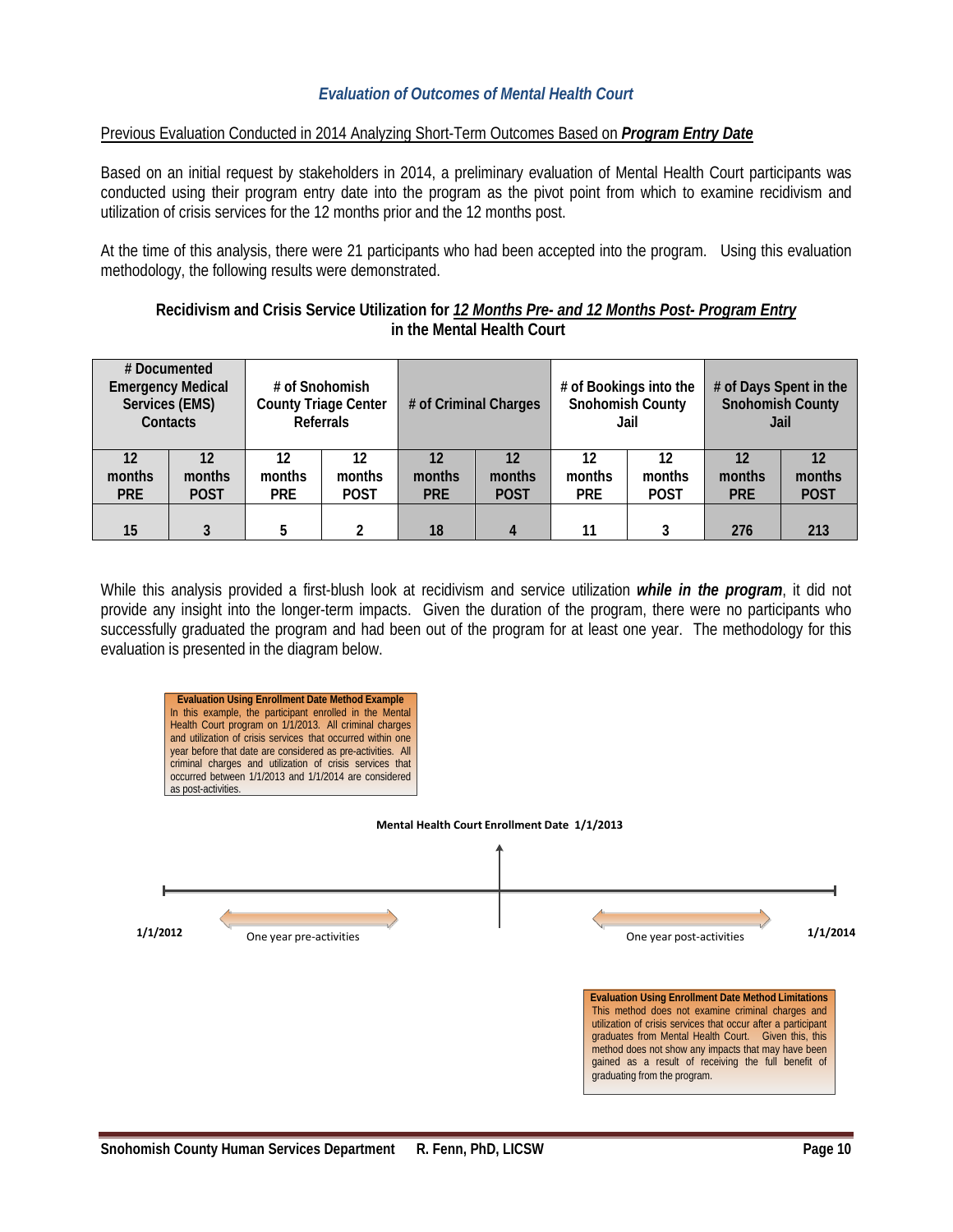### *Evaluation of Outcomes of Mental Health Court*

Previous Evaluation Conducted in 2014 Analyzing Short-Term Outcomes Based on ***Program Entry Date***

Based on an initial request by stakeholders in 2014, a preliminary evaluation of Mental Health Court participants was conducted using their program entry date into the program as the pivot point from which to examine recidivism and utilization of crisis services for the 12 months prior and the 12 months post.

At the time of this analysis, there were 21 participants who had been accepted into the program. Using this evaluation methodology, the following results were demonstrated.

**Recidivism and Crisis Service Utilization for *12 Months Pre- and 12 Months Post- Program Entry* in the Mental Health Court**

| # Documented Emergency Medical Services (EMS) Contacts | | # of Snohomish County Triage Center Referrals | | # of Criminal Charges | | # of Bookings into the Snohomish County Jail | | # of Days Spent in the Snohomish County Jail | |
|---|---|---|---|---|---|---|---|---|---|
| 12 months PRE | 12 months POST | 12 months PRE | 12 months POST | 12 months PRE | 12 months POST | 12 months PRE | 12 months POST | 12 months PRE | 12 months POST |
| 15 | 3 | 5 | 2 | 18 | 4 | 11 | 3 | 276 | 213 |

While this analysis provided a first-blush look at recidivism and service utilization ***while in the program***, it did not provide any insight into the longer-term impacts. Given the duration of the program, there were no participants who successfully graduated the program and had been out of the program for at least one year. The methodology for this evaluation is presented in the diagram below.

**Evaluation Using Enrollment Date Method Example**
In this example, the participant enrolled in the Mental Health Court program on 1/1/2013. All criminal charges and utilization of crisis services that occurred within one year before that date are considered as pre-activities. All criminal charges and utilization of crisis services that occurred between 1/1/2013 and 1/1/2014 are considered as post-activities.

**Mental Health Court Enrollment Date 1/1/2013**

**1/1/2012** One year pre-activities | One year post-activities **1/1/2014**

**Evaluation Using Enrollment Date Method Limitations**
This method does not examine criminal charges and utilization of crisis services that occur after a participant graduates from Mental Health Court. Given this, this method does not show any impacts that may have been gained as a result of receiving the full benefit of graduating from the program.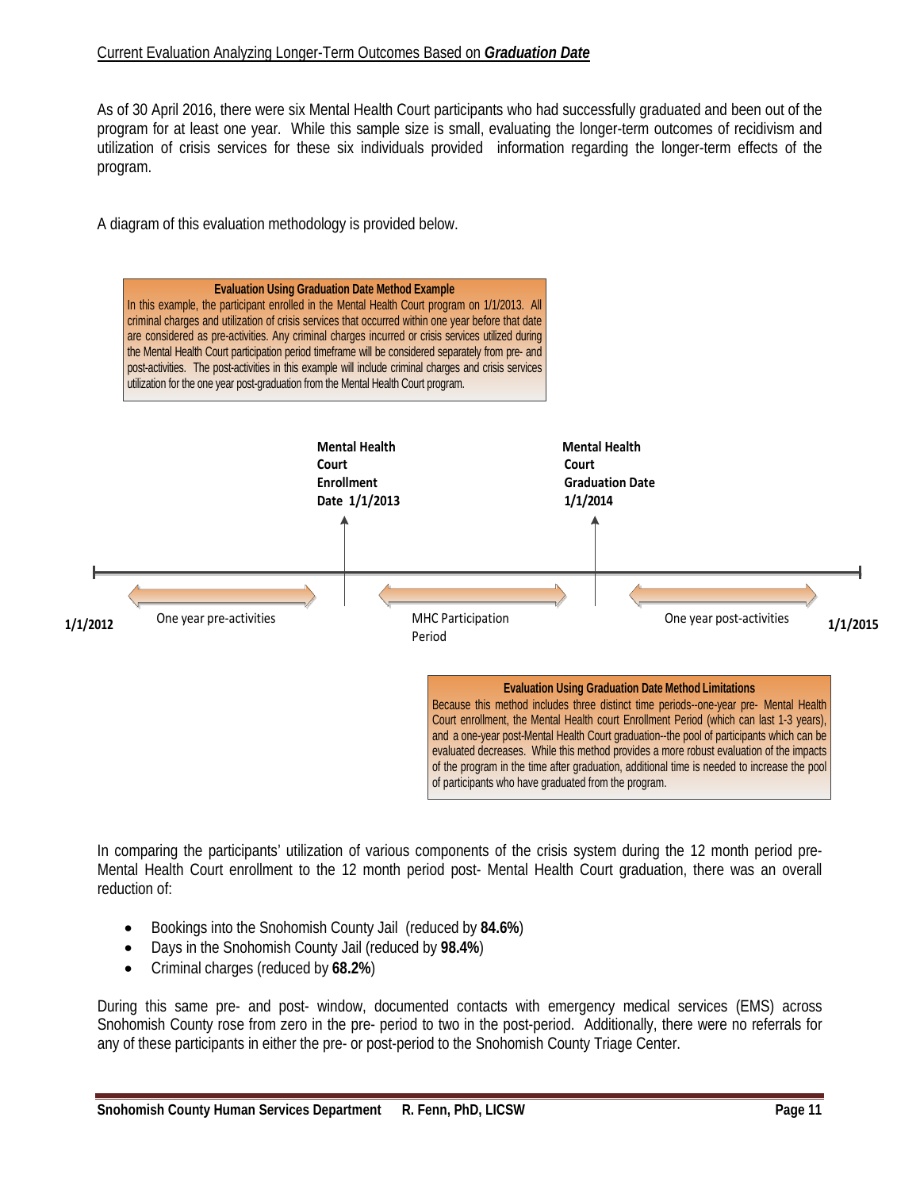Current Evaluation Analyzing Longer-Term Outcomes Based on ***Graduation Date***

As of 30 April 2016, there were six Mental Health Court participants who had successfully graduated and been out of the program for at least one year. While this sample size is small, evaluating the longer-term outcomes of recidivism and utilization of crisis services for these six individuals provided information regarding the longer-term effects of the program.

A diagram of this evaluation methodology is provided below.

**Evaluation Using Graduation Date Method Example**

In this example, the participant enrolled in the Mental Health Court program on 1/1/2013. All criminal charges and utilization of crisis services that occurred within one year before that date are considered as pre-activities. Any criminal charges incurred or crisis services utilized during the Mental Health Court participation period timeframe will be considered separately from pre- and post-activities. The post-activities in this example will include criminal charges and crisis services utilization for the one year post-graduation from the Mental Health Court program.

**Mental Health Court Enrollment Date 1/1/2013**

**Mental Health Court Graduation Date 1/1/2014**

**1/1/2012** — One year pre-activities — MHC Participation Period — One year post-activities — **1/1/2015**

**Evaluation Using Graduation Date Method Limitations**

Because this method includes three distinct time periods--one-year pre- Mental Health Court enrollment, the Mental Health court Enrollment Period (which can last 1-3 years), and a one-year post-Mental Health Court graduation--the pool of participants which can be evaluated decreases. While this method provides a more robust evaluation of the impacts of the program in the time after graduation, additional time is needed to increase the pool of participants who have graduated from the program.

In comparing the participants' utilization of various components of the crisis system during the 12 month period pre-Mental Health Court enrollment to the 12 month period post- Mental Health Court graduation, there was an overall reduction of:

- Bookings into the Snohomish County Jail (reduced by **84.6%**)
- Days in the Snohomish County Jail (reduced by **98.4%**)
- Criminal charges (reduced by **68.2%**)

During this same pre- and post- window, documented contacts with emergency medical services (EMS) across Snohomish County rose from zero in the pre- period to two in the post-period. Additionally, there were no referrals for any of these participants in either the pre- or post-period to the Snohomish County Triage Center.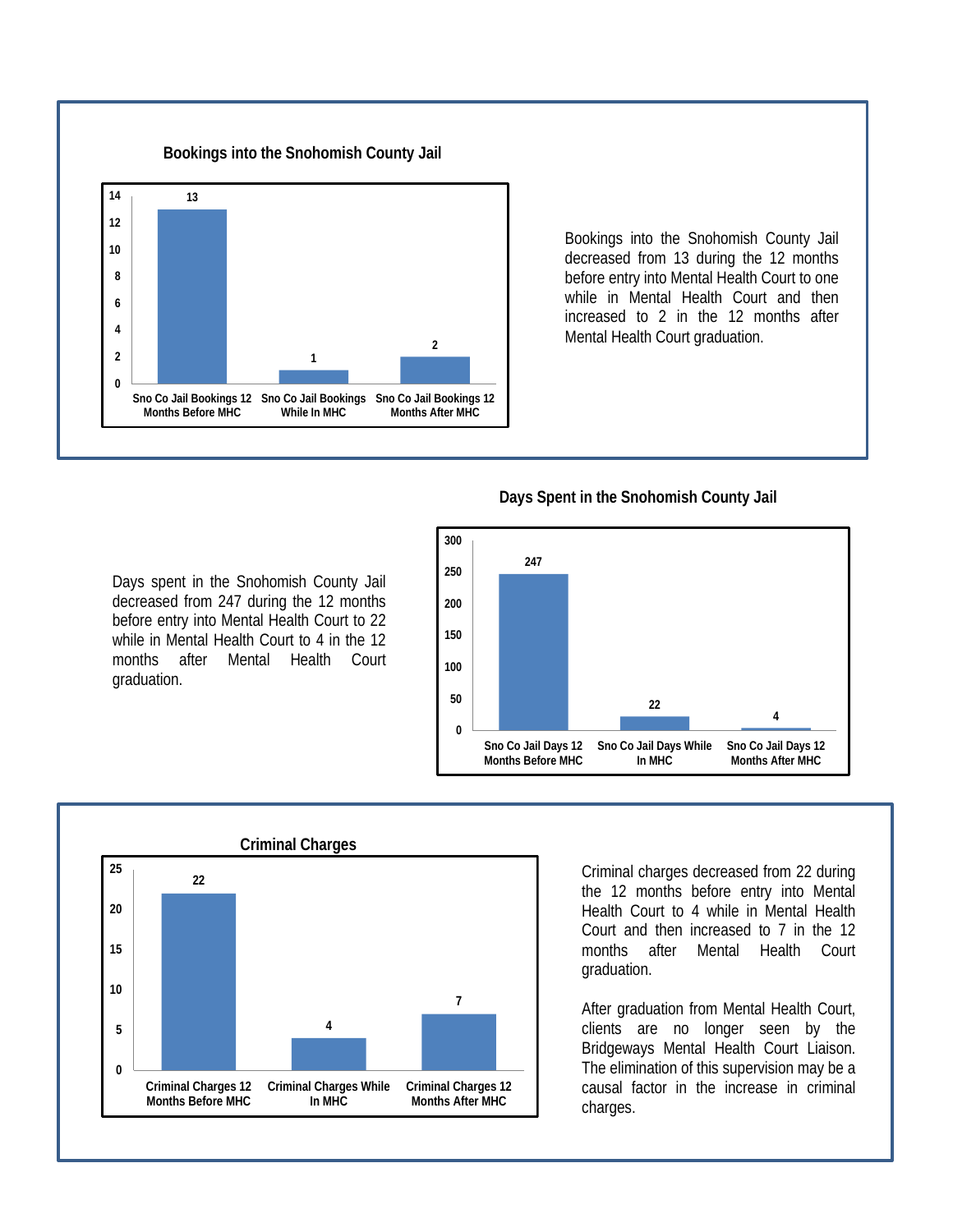**Bookings into the Snohomish County Jail**

| | Bookings |
|---|---|
| Sno Co Jail Bookings 12 Months Before MHC | 13 |
| Sno Co Jail Bookings While In MHC | 1 |
| Sno Co Jail Bookings 12 Months After MHC | 2 |

Bookings into the Snohomish County Jail decreased from 13 during the 12 months before entry into Mental Health Court to one while in Mental Health Court and then increased to 2 in the 12 months after Mental Health Court graduation.

**Days Spent in the Snohomish County Jail**

| | Days |
|---|---|
| Sno Co Jail Days 12 Months Before MHC | 247 |
| Sno Co Jail Days While In MHC | 22 |
| Sno Co Jail Days 12 Months After MHC | 4 |

Days spent in the Snohomish County Jail decreased from 247 during the 12 months before entry into Mental Health Court to 22 while in Mental Health Court to 4 in the 12 months after Mental Health Court graduation.

**Criminal Charges**

| | Charges |
|---|---|
| Criminal Charges 12 Months Before MHC | 22 |
| Criminal Charges While In MHC | 4 |
| Criminal Charges 12 Months After MHC | 7 |

Criminal charges decreased from 22 during the 12 months before entry into Mental Health Court to 4 while in Mental Health Court and then increased to 7 in the 12 months after Mental Health Court graduation.

After graduation from Mental Health Court, clients are no longer seen by the Bridgeways Mental Health Court Liaison. The elimination of this supervision may be a causal factor in the increase in criminal charges.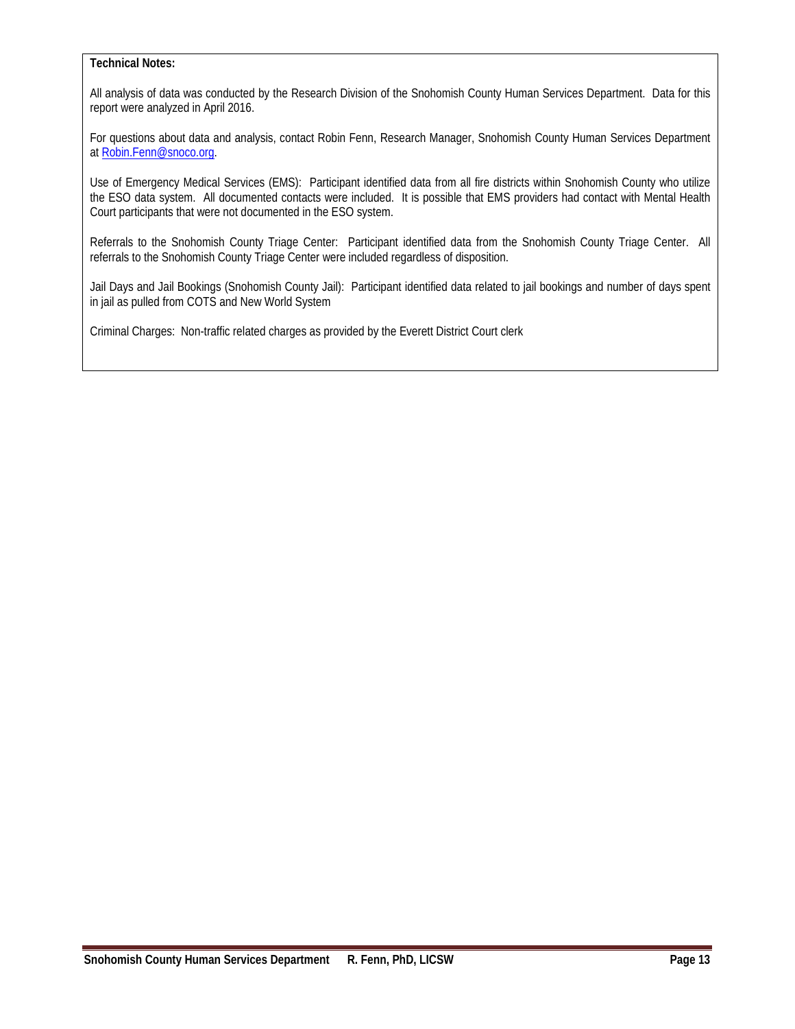**Technical Notes:**

All analysis of data was conducted by the Research Division of the Snohomish County Human Services Department. Data for this report were analyzed in April 2016.

For questions about data and analysis, contact Robin Fenn, Research Manager, Snohomish County Human Services Department at Robin.Fenn@snoco.org.

Use of Emergency Medical Services (EMS): Participant identified data from all fire districts within Snohomish County who utilize the ESO data system. All documented contacts were included. It is possible that EMS providers had contact with Mental Health Court participants that were not documented in the ESO system.

Referrals to the Snohomish County Triage Center: Participant identified data from the Snohomish County Triage Center. All referrals to the Snohomish County Triage Center were included regardless of disposition.

Jail Days and Jail Bookings (Snohomish County Jail): Participant identified data related to jail bookings and number of days spent in jail as pulled from COTS and New World System

Criminal Charges: Non-traffic related charges as provided by the Everett District Court clerk